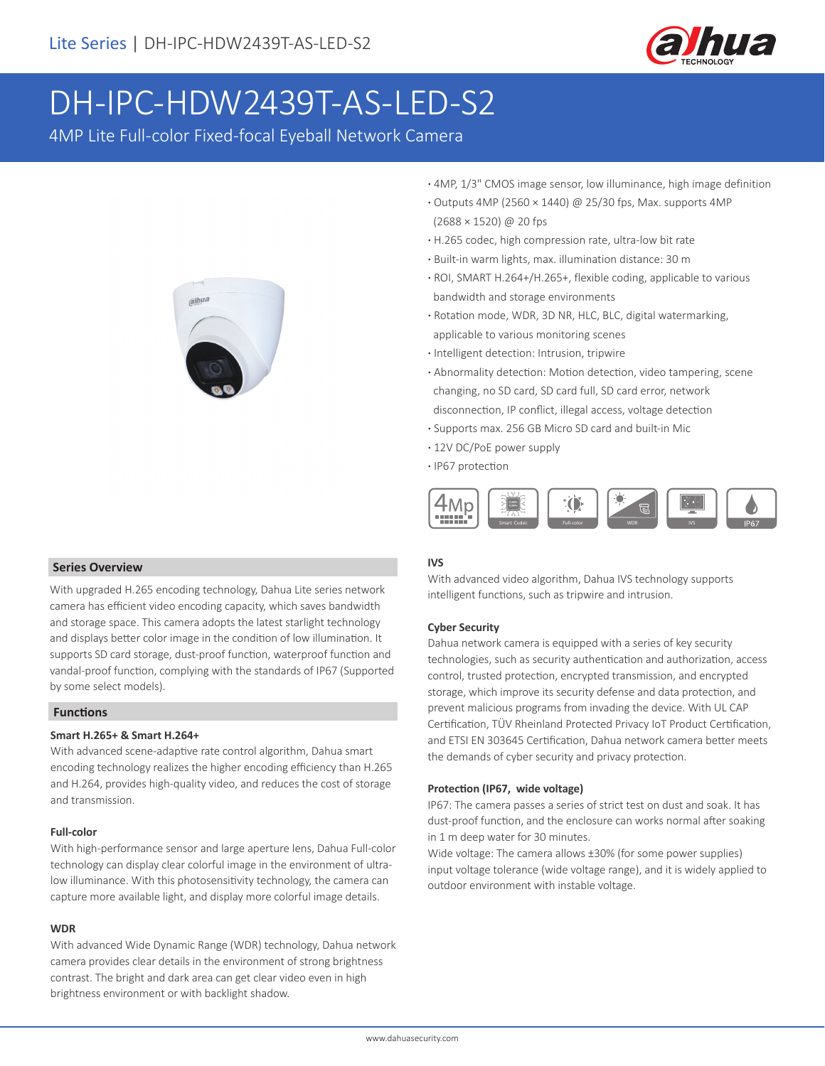# DH-IPC-HDW2439T-AS-LED-S2

4MP Lite Full-color Fixed-focal Eyeball Network Camera

- 4MP, 1/3" CMOS image sensor, low illuminance, high image definition
- Outputs 4MP (2560 × 1440) @ 25/30 fps, Max. supports 4MP (2688 × 1520) @ 20 fps
- H.265 codec, high compression rate, ultra-low bit rate
- Built-in warm lights, max. illumination distance: 30 m
- ROI, SMART H.264+/H.265+, flexible coding, applicable to various bandwidth and storage environments
- Rotation mode, WDR, 3D NR, HLC, BLC, digital watermarking, applicable to various monitoring scenes
- Intelligent detection: Intrusion, tripwire
- Abnormality detection: Motion detection, video tampering, scene changing, no SD card, SD card full, SD card error, network disconnection, IP conflict, illegal access, voltage detection
- Supports max. 256 GB Micro SD card and built-in Mic
- 12V DC/PoE power supply
- IP67 protection

4Mp | Smart Codec | Full-color | WDR | IVS | IP67

## Series Overview

With upgraded H.265 encoding technology, Dahua Lite series network camera has efficient video encoding capacity, which saves bandwidth and storage space. This camera adopts the latest starlight technology and displays better color image in the condition of low illumination. It supports SD card storage, dust-proof function, waterproof function and vandal-proof function, complying with the standards of IP67 (Supported by some select models).

## Functions

### Smart H.265+ & Smart H.264+

With advanced scene-adaptive rate control algorithm, Dahua smart encoding technology realizes the higher encoding efficiency than H.265 and H.264, provides high-quality video, and reduces the cost of storage and transmission.

### Full-color

With high-performance sensor and large aperture lens, Dahua Full-color technology can display clear colorful image in the environment of ultra-low illuminance. With this photosensitivity technology, the camera can capture more available light, and display more colorful image details.

### WDR

With advanced Wide Dynamic Range (WDR) technology, Dahua network camera provides clear details in the environment of strong brightness contrast. The bright and dark area can get clear video even in high brightness environment or with backlight shadow.

### IVS

With advanced video algorithm, Dahua IVS technology supports intelligent functions, such as tripwire and intrusion.

### Cyber Security

Dahua network camera is equipped with a series of key security technologies, such as security authentication and authorization, access control, trusted protection, encrypted transmission, and encrypted storage, which improve its security defense and data protection, and prevent malicious programs from invading the device. With UL CAP Certification, TÜV Rheinland Protected Privacy IoT Product Certification, and ETSI EN 303645 Certification, Dahua network camera better meets the demands of cyber security and privacy protection.

### Protection (IP67, wide voltage)

IP67: The camera passes a series of strict test on dust and soak. It has dust-proof function, and the enclosure can works normal after soaking in 1 m deep water for 30 minutes.

Wide voltage: The camera allows ±30% (for some power supplies) input voltage tolerance (wide voltage range), and it is widely applied to outdoor environment with instable voltage.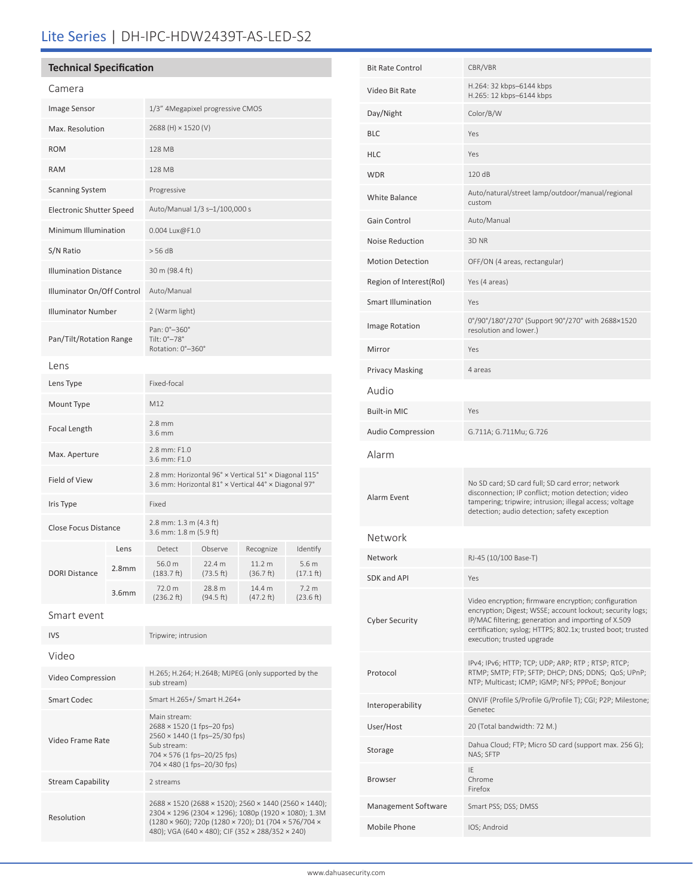# Lite Series | DH-IPC-HDW2439T-AS-LED-S2

## Technical Specification

### Camera

| | |
|---|---|
| Image Sensor | 1/3" 4Megapixel progressive CMOS |
| Max. Resolution | 2688 (H) × 1520 (V) |
| ROM | 128 MB |
| RAM | 128 MB |
| Scanning System | Progressive |
| Electronic Shutter Speed | Auto/Manual 1/3 s–1/100,000 s |
| Minimum Illumination | 0.004 Lux@F1.0 |
| S/N Ratio | > 56 dB |
| Illumination Distance | 30 m (98.4 ft) |
| Illuminator On/Off Control | Auto/Manual |
| Illuminator Number | 2 (Warm light) |
| Pan/Tilt/Rotation Range | Pan: 0°–360°<br>Tilt: 0°–78°<br>Rotation: 0°–360° |

### Lens

| | |
|---|---|
| Lens Type | Fixed-focal |
| Mount Type | M12 |
| Focal Length | 2.8 mm<br>3.6 mm |
| Max. Aperture | 2.8 mm: F1.0<br>3.6 mm: F1.0 |
| Field of View | 2.8 mm: Horizontal 96° × Vertical 51° × Diagonal 115°<br>3.6 mm: Horizontal 81° × Vertical 44° × Diagonal 97° |
| Iris Type | Fixed |
| Close Focus Distance | 2.8 mm: 1.3 m (4.3 ft)<br>3.6 mm: 1.8 m (5.9 ft) |

| DORI Distance | Lens | Detect | Observe | Recognize | Identify |
|---|---|---|---|---|---|
| | 2.8mm | 56.0 m (183.7 ft) | 22.4 m (73.5 ft) | 11.2 m (36.7 ft) | 5.6 m (17.1 ft) |
| | 3.6mm | 72.0 m (236.2 ft) | 28.8 m (94.5 ft) | 14.4 m (47.2 ft) | 7.2 m (23.6 ft) |

### Smart event

| | |
|---|---|
| IVS | Tripwire; intrusion |

### Video

| | |
|---|---|
| Video Compression | H.265; H.264; H.264B; MJPEG (only supported by the sub stream) |
| Smart Codec | Smart H.265+/ Smart H.264+ |
| Video Frame Rate | Main stream:<br>2688 × 1520 (1 fps–20 fps)<br>2560 × 1440 (1 fps–25/30 fps)<br>Sub stream:<br>704 × 576 (1 fps–20/25 fps)<br>704 × 480 (1 fps–20/30 fps) |
| Stream Capability | 2 streams |
| Resolution | 2688 × 1520 (2688 × 1520); 2560 × 1440 (2560 × 1440); 2304 × 1296 (2304 × 1296); 1080p (1920 × 1080); 1.3M (1280 × 960); 720p (1280 × 720); D1 (704 × 576/704 × 480); VGA (640 × 480); CIF (352 × 288/352 × 240) |
| Bit Rate Control | CBR/VBR |
| Video Bit Rate | H.264: 32 kbps–6144 kbps<br>H.265: 12 kbps–6144 kbps |
| Day/Night | Color/B/W |
| BLC | Yes |
| HLC | Yes |
| WDR | 120 dB |
| White Balance | Auto/natural/street lamp/outdoor/manual/regional custom |
| Gain Control | Auto/Manual |
| Noise Reduction | 3D NR |
| Motion Detection | OFF/ON (4 areas, rectangular) |
| Region of Interest(RoI) | Yes (4 areas) |
| Smart Illumination | Yes |
| Image Rotation | 0°/90°/180°/270° (Support 90°/270° with 2688×1520 resolution and lower.) |
| Mirror | Yes |
| Privacy Masking | 4 areas |

### Audio

| | |
|---|---|
| Built-in MIC | Yes |
| Audio Compression | G.711A; G.711Mu; G.726 |

### Alarm

| | |
|---|---|
| Alarm Event | No SD card; SD card full; SD card error; network disconnection; IP conflict; motion detection; video tampering; tripwire; intrusion; illegal access; voltage detection; audio detection; safety exception |

### Network

| | |
|---|---|
| Network | RJ-45 (10/100 Base-T) |
| SDK and API | Yes |
| Cyber Security | Video encryption; firmware encryption; configuration encryption; Digest; WSSE; account lockout; security logs; IP/MAC filtering; generation and importing of X.509 certification; syslog; HTTPS; 802.1x; trusted boot; trusted execution; trusted upgrade |
| Protocol | IPv4; IPv6; HTTP; TCP; UDP; ARP; RTP ; RTSP; RTCP; RTMP; SMTP; FTP; SFTP; DHCP; DNS; DDNS; QoS; UPnP; NTP; Multicast; ICMP; IGMP; NFS; PPPoE; Bonjour |
| Interoperability | ONVIF (Profile S/Profile G/Profile T); CGI; P2P; Milestone; Genetec |
| User/Host | 20 (Total bandwidth: 72 M.) |
| Storage | Dahua Cloud; FTP; Micro SD card (support max. 256 G); NAS; SFTP |
| Browser | IE<br>Chrome<br>Firefox |
| Management Software | Smart PSS; DSS; DMSS |
| Mobile Phone | IOS; Android |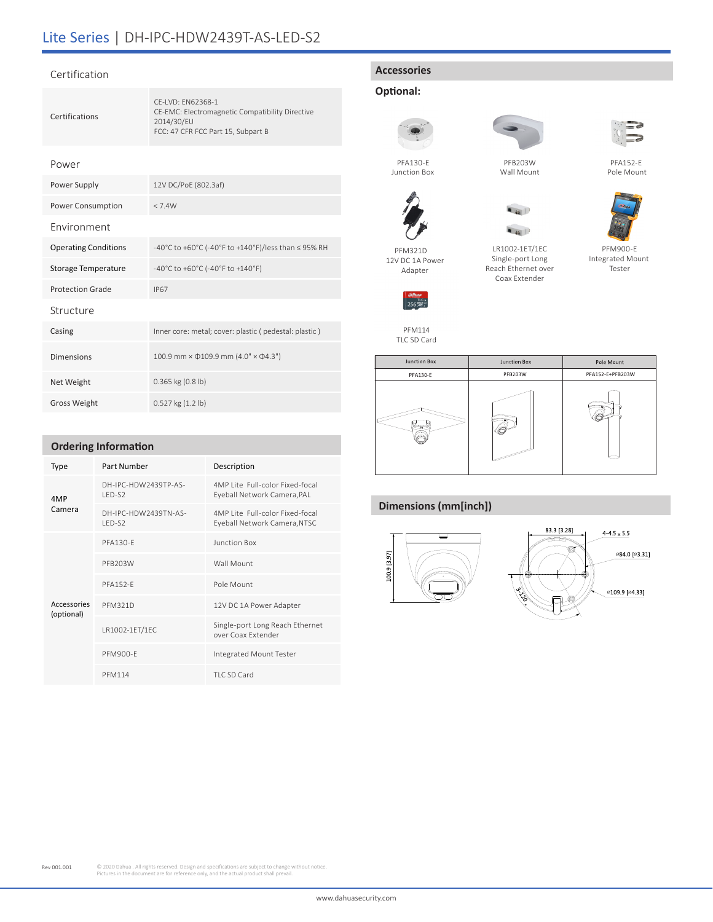# Lite Series | DH-IPC-HDW2439T-AS-LED-S2

## Certification

| | |
|---|---|
| Certifications | CE-LVD: EN62368-1<br>CE-EMC: Electromagnetic Compatibility Directive 2014/30/EU<br>FCC: 47 CFR FCC Part 15, Subpart B |

## Power

| | |
|---|---|
| Power Supply | 12V DC/PoE (802.3af) |
| Power Consumption | < 7.4W |

## Environment

| | |
|---|---|
| Operating Conditions | -40°C to +60°C (-40°F to +140°F)/less than ≤ 95% RH |
| Storage Temperature | -40°C to +60°C (-40°F to +140°F) |
| Protection Grade | IP67 |

## Structure

| | |
|---|---|
| Casing | Inner core: metal; cover: plastic ( pedestal: plastic ) |
| Dimensions | 100.9 mm × Φ109.9 mm (4.0" × Φ4.3") |
| Net Weight | 0.365 kg (0.8 lb) |
| Gross Weight | 0.527 kg (1.2 lb) |

## Ordering Information

| Type | Part Number | Description |
|---|---|---|
| 4MP Camera | DH-IPC-HDW2439TP-AS-LED-S2 | 4MP Lite Full-color Fixed-focal Eyeball Network Camera,PAL |
| | DH-IPC-HDW2439TN-AS-LED-S2 | 4MP Lite Full-color Fixed-focal Eyeball Network Camera,NTSC |
| Accessories (optional) | PFA130-E | Junction Box |
| | PFB203W | Wall Mount |
| | PFA152-E | Pole Mount |
| | PFM321D | 12V DC 1A Power Adapter |
| | LR1002-1ET/1EC | Single-port Long Reach Ethernet over Coax Extender |
| | PFM900-E | Integrated Mount Tester |
| | PFM114 | TLC SD Card |

## Accessories

### Optional:

PFA130-E
Junction Box

PFB203W
Wall Mount

PFA152-E
Pole Mount

PFM321D
12V DC 1A Power Adapter

LR1002-1ET/1EC
Single-port Long Reach Ethernet over Coax Extender

PFM900-E
Integrated Mount Tester

PFM114
TLC SD Card

| Junction Box | Junction Box | Pole Mount |
|---|---|---|
| PFA130-E | PFB203W | PFA152-E+PFB203W |

## Dimensions (mm[inch])

100.9 [3.97]

83.3 [3.28]

4-4.5 x 5.5

⌀84.0 [⌀3.31]

⌀109.9 [⌀4.33]

3-120

Rev 001.001

© 2020 Dahua . All rights reserved. Design and specifications are subject to change without notice.
Pictures in the document are for reference only, and the actual product shall prevail.

www.dahuasecurity.com